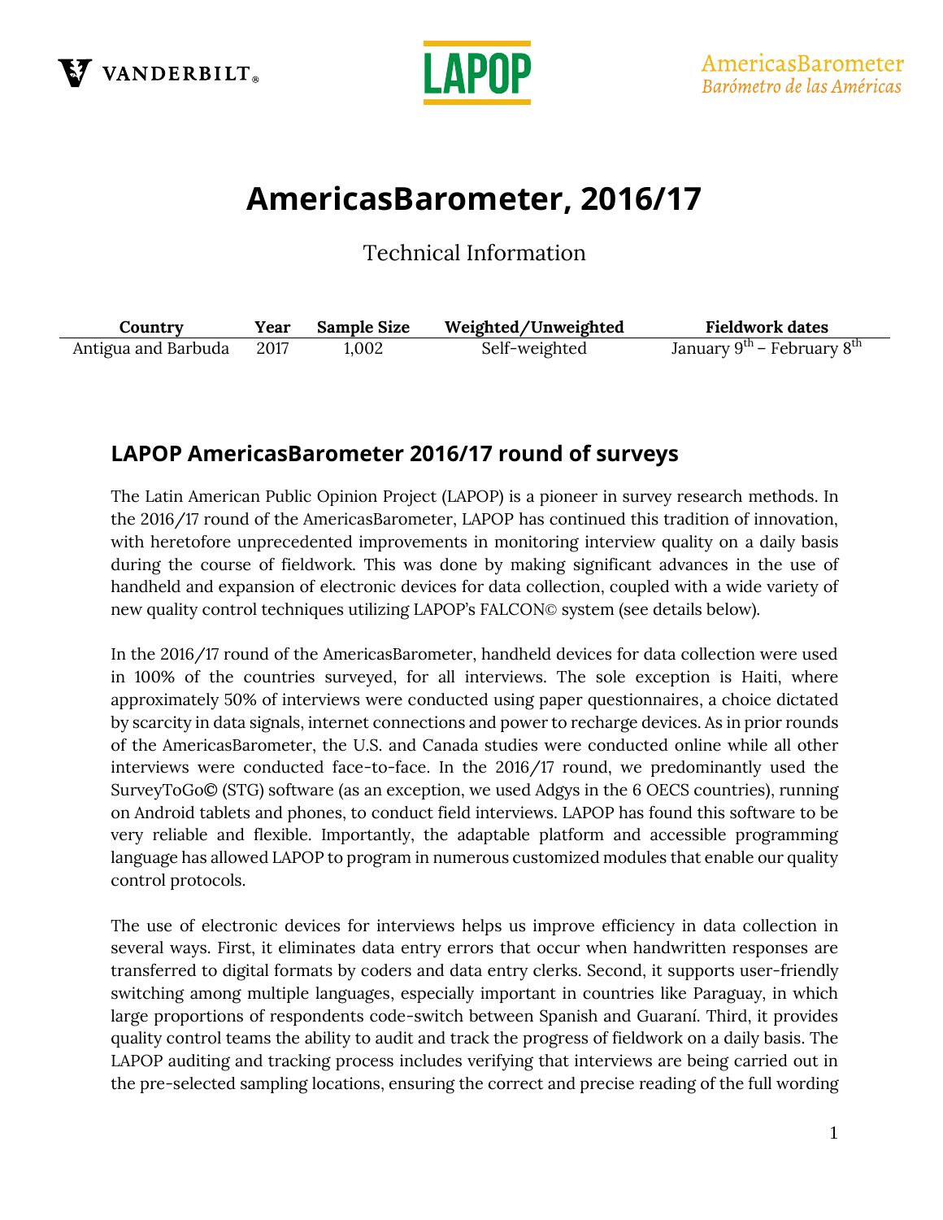VANDERBILT

LAPOP

AmericasBarometer
*Barómetro de las Américas*

# AmericasBarometer, 2016/17

Technical Information

| Country | Year | Sample Size | Weighted/Unweighted | Fieldwork dates |
|---|---|---|---|---|
| Antigua and Barbuda | 2017 | 1,002 | Self-weighted | January 9th – February 8th |

## LAPOP AmericasBarometer 2016/17 round of surveys

The Latin American Public Opinion Project (LAPOP) is a pioneer in survey research methods. In the 2016/17 round of the AmericasBarometer, LAPOP has continued this tradition of innovation, with heretofore unprecedented improvements in monitoring interview quality on a daily basis during the course of fieldwork. This was done by making significant advances in the use of handheld and expansion of electronic devices for data collection, coupled with a wide variety of new quality control techniques utilizing LAPOP's FALCON© system (see details below).

In the 2016/17 round of the AmericasBarometer, handheld devices for data collection were used in 100% of the countries surveyed, for all interviews. The sole exception is Haiti, where approximately 50% of interviews were conducted using paper questionnaires, a choice dictated by scarcity in data signals, internet connections and power to recharge devices. As in prior rounds of the AmericasBarometer, the U.S. and Canada studies were conducted online while all other interviews were conducted face-to-face. In the 2016/17 round, we predominantly used the SurveyToGo© (STG) software (as an exception, we used Adgys in the 6 OECS countries), running on Android tablets and phones, to conduct field interviews. LAPOP has found this software to be very reliable and flexible. Importantly, the adaptable platform and accessible programming language has allowed LAPOP to program in numerous customized modules that enable our quality control protocols.

The use of electronic devices for interviews helps us improve efficiency in data collection in several ways. First, it eliminates data entry errors that occur when handwritten responses are transferred to digital formats by coders and data entry clerks. Second, it supports user-friendly switching among multiple languages, especially important in countries like Paraguay, in which large proportions of respondents code-switch between Spanish and Guaraní. Third, it provides quality control teams the ability to audit and track the progress of fieldwork on a daily basis. The LAPOP auditing and tracking process includes verifying that interviews are being carried out in the pre-selected sampling locations, ensuring the correct and precise reading of the full wording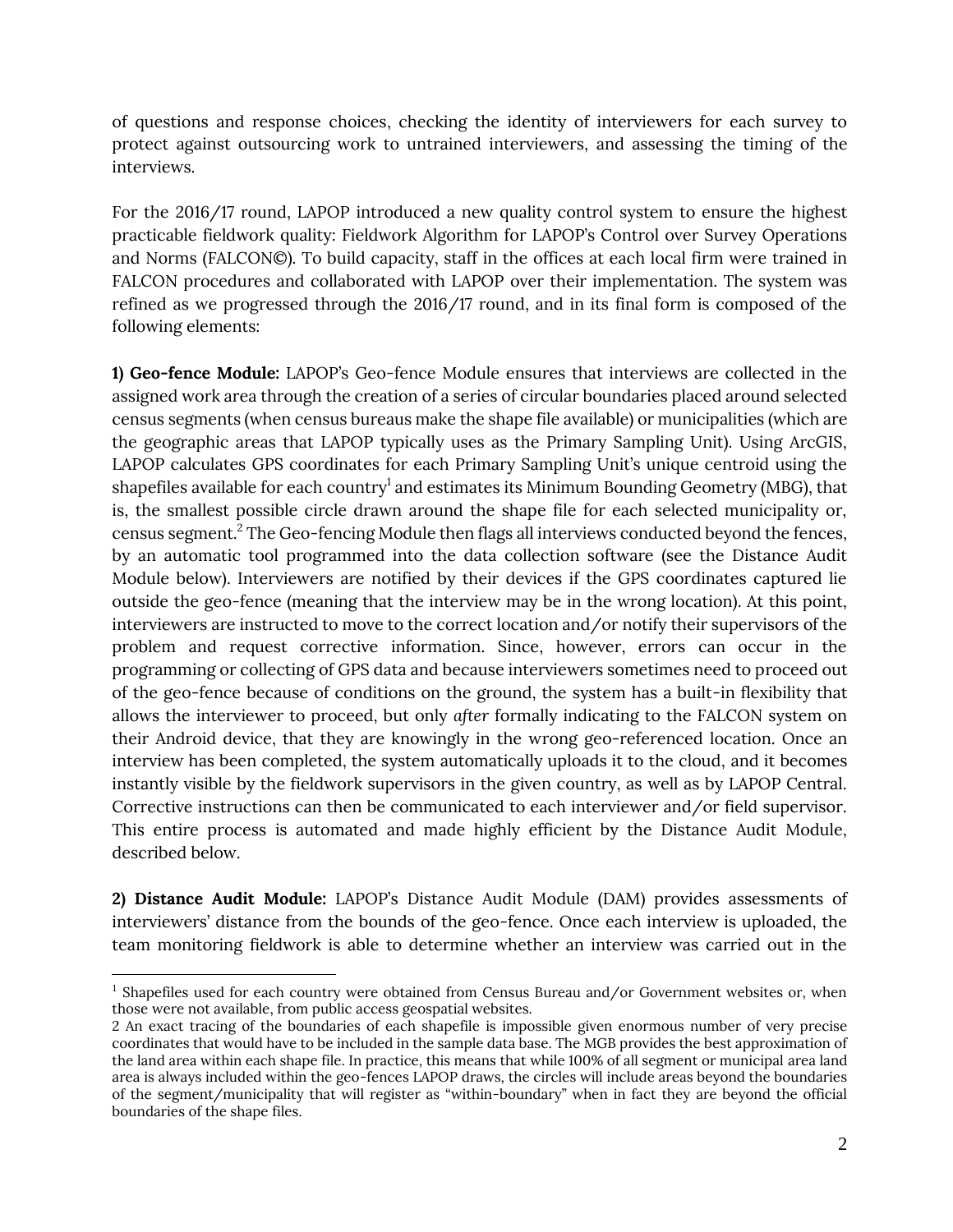of questions and response choices, checking the identity of interviewers for each survey to protect against outsourcing work to untrained interviewers, and assessing the timing of the interviews.

For the 2016/17 round, LAPOP introduced a new quality control system to ensure the highest practicable fieldwork quality: Fieldwork Algorithm for LAPOP's Control over Survey Operations and Norms (FALCON©). To build capacity, staff in the offices at each local firm were trained in FALCON procedures and collaborated with LAPOP over their implementation. The system was refined as we progressed through the 2016/17 round, and in its final form is composed of the following elements:

**1) Geo-fence Module:** LAPOP's Geo-fence Module ensures that interviews are collected in the assigned work area through the creation of a series of circular boundaries placed around selected census segments (when census bureaus make the shape file available) or municipalities (which are the geographic areas that LAPOP typically uses as the Primary Sampling Unit). Using ArcGIS, LAPOP calculates GPS coordinates for each Primary Sampling Unit's unique centroid using the shapefiles available for each country[1] and estimates its Minimum Bounding Geometry (MBG), that is, the smallest possible circle drawn around the shape file for each selected municipality or, census segment.[2] The Geo-fencing Module then flags all interviews conducted beyond the fences, by an automatic tool programmed into the data collection software (see the Distance Audit Module below). Interviewers are notified by their devices if the GPS coordinates captured lie outside the geo-fence (meaning that the interview may be in the wrong location). At this point, interviewers are instructed to move to the correct location and/or notify their supervisors of the problem and request corrective information. Since, however, errors can occur in the programming or collecting of GPS data and because interviewers sometimes need to proceed out of the geo-fence because of conditions on the ground, the system has a built-in flexibility that allows the interviewer to proceed, but only *after* formally indicating to the FALCON system on their Android device, that they are knowingly in the wrong geo-referenced location. Once an interview has been completed, the system automatically uploads it to the cloud, and it becomes instantly visible by the fieldwork supervisors in the given country, as well as by LAPOP Central. Corrective instructions can then be communicated to each interviewer and/or field supervisor. This entire process is automated and made highly efficient by the Distance Audit Module, described below.

**2) Distance Audit Module:** LAPOP's Distance Audit Module (DAM) provides assessments of interviewers' distance from the bounds of the geo-fence. Once each interview is uploaded, the team monitoring fieldwork is able to determine whether an interview was carried out in the

---

[1] Shapefiles used for each country were obtained from Census Bureau and/or Government websites or, when those were not available, from public access geospatial websites.

[2] An exact tracing of the boundaries of each shapefile is impossible given enormous number of very precise coordinates that would have to be included in the sample data base. The MGB provides the best approximation of the land area within each shape file. In practice, this means that while 100% of all segment or municipal area land area is always included within the geo-fences LAPOP draws, the circles will include areas beyond the boundaries of the segment/municipality that will register as "within-boundary" when in fact they are beyond the official boundaries of the shape files.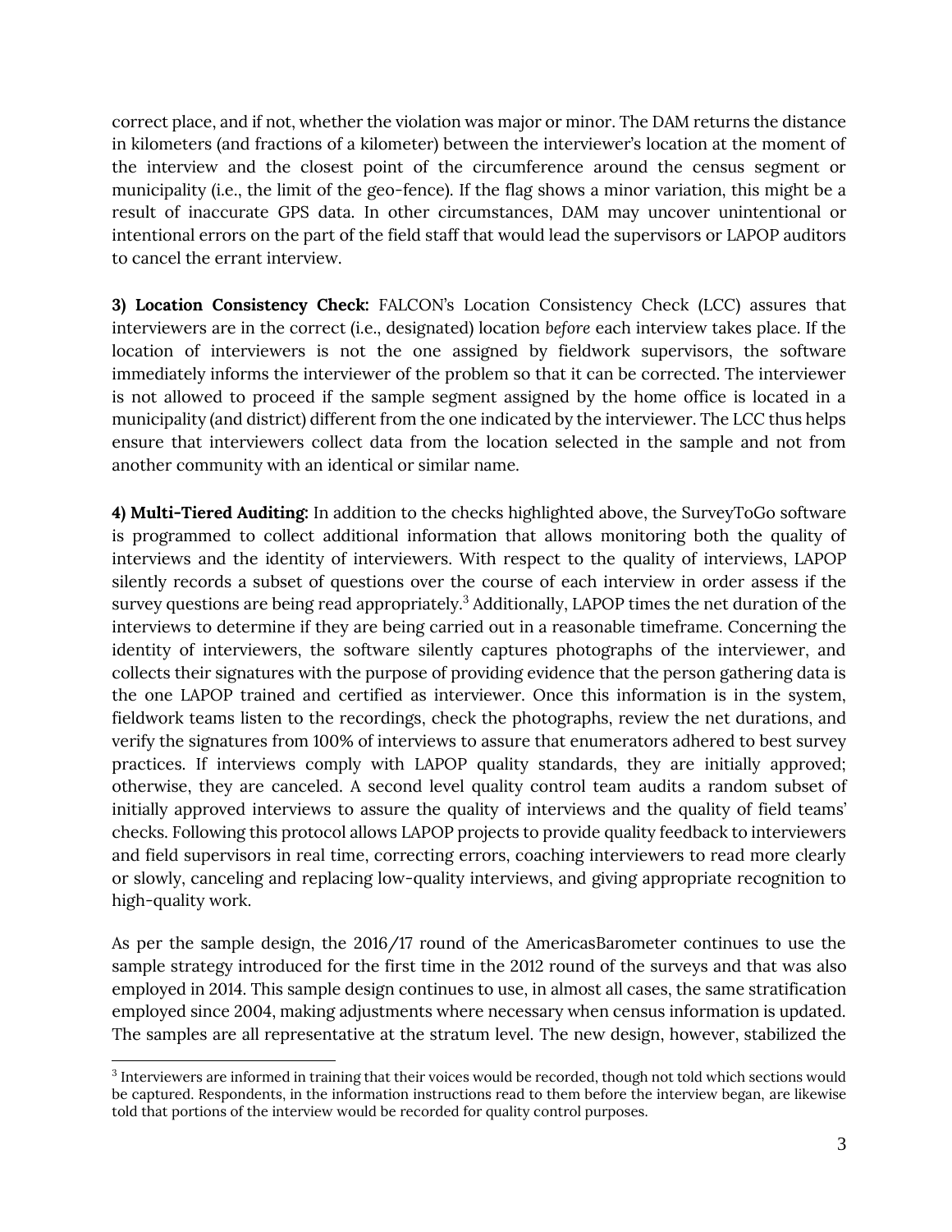correct place, and if not, whether the violation was major or minor. The DAM returns the distance in kilometers (and fractions of a kilometer) between the interviewer's location at the moment of the interview and the closest point of the circumference around the census segment or municipality (i.e., the limit of the geo-fence). If the flag shows a minor variation, this might be a result of inaccurate GPS data. In other circumstances, DAM may uncover unintentional or intentional errors on the part of the field staff that would lead the supervisors or LAPOP auditors to cancel the errant interview.

**3) Location Consistency Check:** FALCON's Location Consistency Check (LCC) assures that interviewers are in the correct (i.e., designated) location *before* each interview takes place. If the location of interviewers is not the one assigned by fieldwork supervisors, the software immediately informs the interviewer of the problem so that it can be corrected. The interviewer is not allowed to proceed if the sample segment assigned by the home office is located in a municipality (and district) different from the one indicated by the interviewer. The LCC thus helps ensure that interviewers collect data from the location selected in the sample and not from another community with an identical or similar name.

**4) Multi-Tiered Auditing:** In addition to the checks highlighted above, the SurveyToGo software is programmed to collect additional information that allows monitoring both the quality of interviews and the identity of interviewers. With respect to the quality of interviews, LAPOP silently records a subset of questions over the course of each interview in order assess if the survey questions are being read appropriately.[3] Additionally, LAPOP times the net duration of the interviews to determine if they are being carried out in a reasonable timeframe. Concerning the identity of interviewers, the software silently captures photographs of the interviewer, and collects their signatures with the purpose of providing evidence that the person gathering data is the one LAPOP trained and certified as interviewer. Once this information is in the system, fieldwork teams listen to the recordings, check the photographs, review the net durations, and verify the signatures from 100% of interviews to assure that enumerators adhered to best survey practices. If interviews comply with LAPOP quality standards, they are initially approved; otherwise, they are canceled. A second level quality control team audits a random subset of initially approved interviews to assure the quality of interviews and the quality of field teams' checks. Following this protocol allows LAPOP projects to provide quality feedback to interviewers and field supervisors in real time, correcting errors, coaching interviewers to read more clearly or slowly, canceling and replacing low-quality interviews, and giving appropriate recognition to high-quality work.

As per the sample design, the 2016/17 round of the AmericasBarometer continues to use the sample strategy introduced for the first time in the 2012 round of the surveys and that was also employed in 2014. This sample design continues to use, in almost all cases, the same stratification employed since 2004, making adjustments where necessary when census information is updated. The samples are all representative at the stratum level. The new design, however, stabilized the

[3] Interviewers are informed in training that their voices would be recorded, though not told which sections would be captured. Respondents, in the information instructions read to them before the interview began, are likewise told that portions of the interview would be recorded for quality control purposes.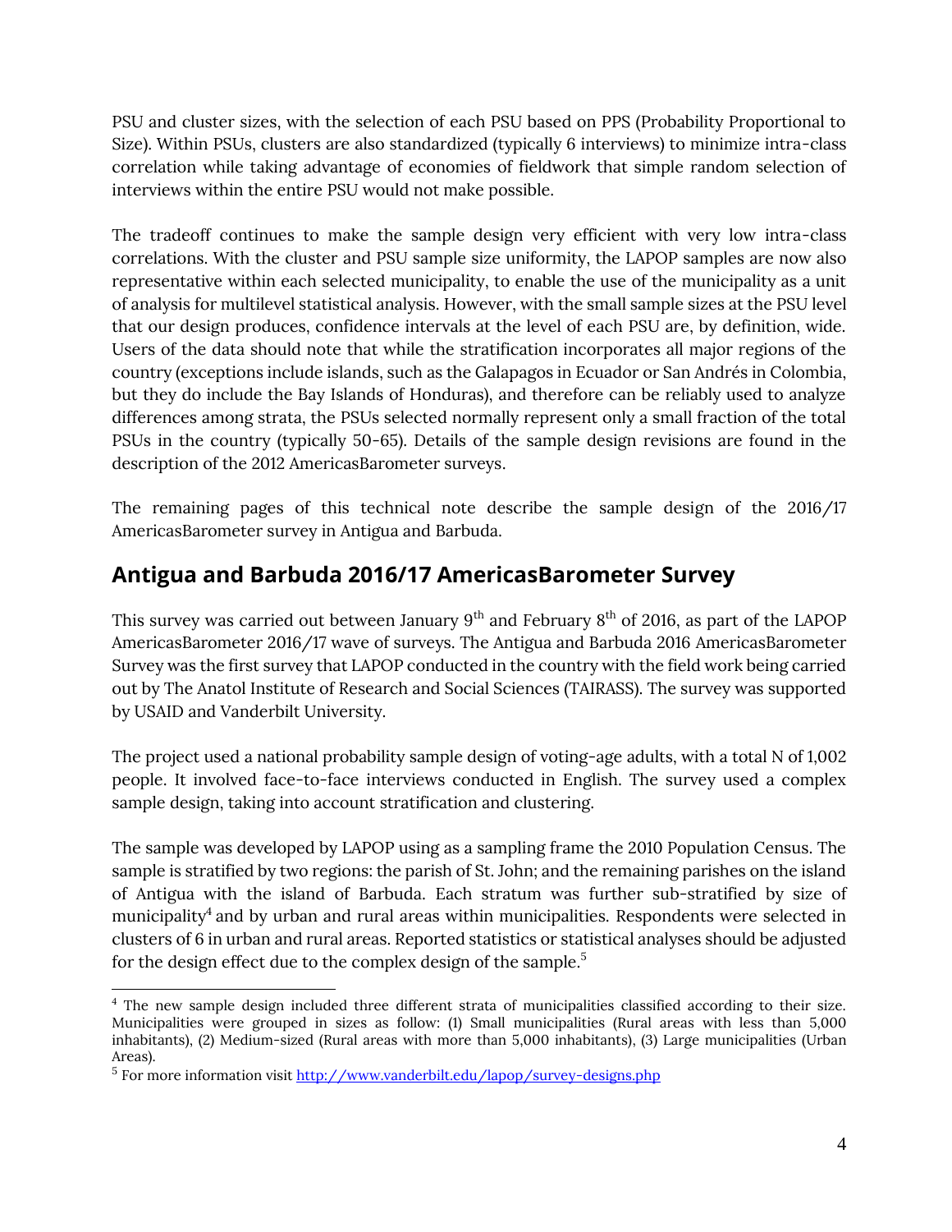PSU and cluster sizes, with the selection of each PSU based on PPS (Probability Proportional to Size). Within PSUs, clusters are also standardized (typically 6 interviews) to minimize intra-class correlation while taking advantage of economies of fieldwork that simple random selection of interviews within the entire PSU would not make possible.

The tradeoff continues to make the sample design very efficient with very low intra-class correlations. With the cluster and PSU sample size uniformity, the LAPOP samples are now also representative within each selected municipality, to enable the use of the municipality as a unit of analysis for multilevel statistical analysis. However, with the small sample sizes at the PSU level that our design produces, confidence intervals at the level of each PSU are, by definition, wide. Users of the data should note that while the stratification incorporates all major regions of the country (exceptions include islands, such as the Galapagos in Ecuador or San Andrés in Colombia, but they do include the Bay Islands of Honduras), and therefore can be reliably used to analyze differences among strata, the PSUs selected normally represent only a small fraction of the total PSUs in the country (typically 50-65). Details of the sample design revisions are found in the description of the 2012 AmericasBarometer surveys.

The remaining pages of this technical note describe the sample design of the 2016/17 AmericasBarometer survey in Antigua and Barbuda.

## Antigua and Barbuda 2016/17 AmericasBarometer Survey

This survey was carried out between January 9th and February 8th of 2016, as part of the LAPOP AmericasBarometer 2016/17 wave of surveys. The Antigua and Barbuda 2016 AmericasBarometer Survey was the first survey that LAPOP conducted in the country with the field work being carried out by The Anatol Institute of Research and Social Sciences (TAIRASS). The survey was supported by USAID and Vanderbilt University.

The project used a national probability sample design of voting-age adults, with a total N of 1,002 people. It involved face-to-face interviews conducted in English. The survey used a complex sample design, taking into account stratification and clustering.

The sample was developed by LAPOP using as a sampling frame the 2010 Population Census. The sample is stratified by two regions: the parish of St. John; and the remaining parishes on the island of Antigua with the island of Barbuda. Each stratum was further sub-stratified by size of municipality[4] and by urban and rural areas within municipalities. Respondents were selected in clusters of 6 in urban and rural areas. Reported statistics or statistical analyses should be adjusted for the design effect due to the complex design of the sample.[5]

[4] The new sample design included three different strata of municipalities classified according to their size. Municipalities were grouped in sizes as follow: (1) Small municipalities (Rural areas with less than 5,000 inhabitants), (2) Medium-sized (Rural areas with more than 5,000 inhabitants), (3) Large municipalities (Urban Areas).

[5] For more information visit http://www.vanderbilt.edu/lapop/survey-designs.php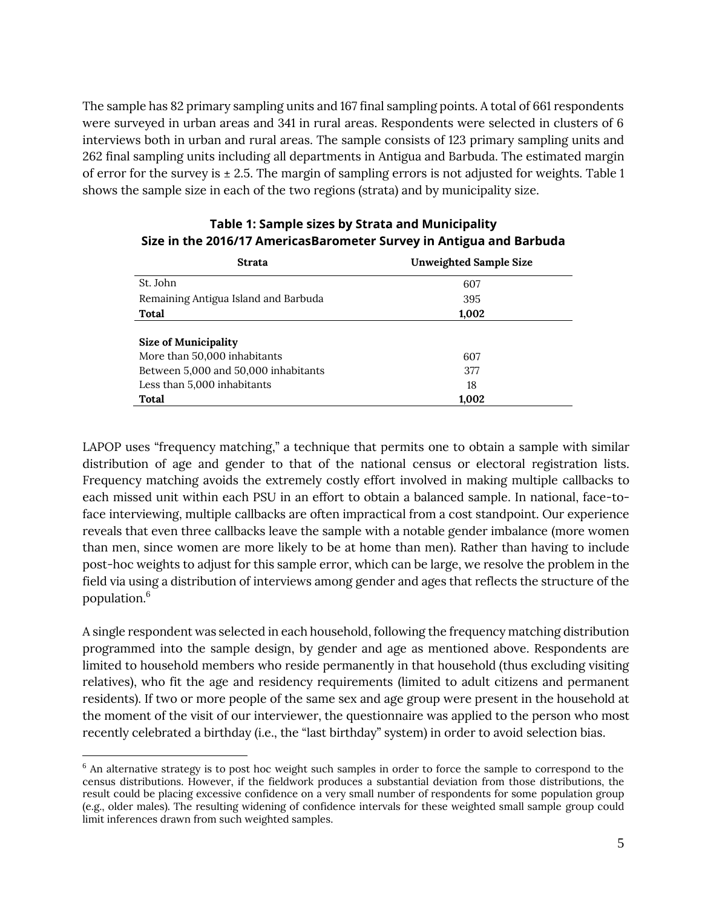The sample has 82 primary sampling units and 167 final sampling points. A total of 661 respondents were surveyed in urban areas and 341 in rural areas. Respondents were selected in clusters of 6 interviews both in urban and rural areas. The sample consists of 123 primary sampling units and 262 final sampling units including all departments in Antigua and Barbuda. The estimated margin of error for the survey is ± 2.5. The margin of sampling errors is not adjusted for weights. Table 1 shows the sample size in each of the two regions (strata) and by municipality size.

**Table 1: Sample sizes by Strata and Municipality Size in the 2016/17 AmericasBarometer Survey in Antigua and Barbuda**

| Strata | Unweighted Sample Size |
|---|---|
| St. John | 607 |
| Remaining Antigua Island and Barbuda | 395 |
| **Total** | **1,002** |
| | |
| **Size of Municipality** | |
| More than 50,000 inhabitants | 607 |
| Between 5,000 and 50,000 inhabitants | 377 |
| Less than 5,000 inhabitants | 18 |
| **Total** | **1,002** |

LAPOP uses "frequency matching," a technique that permits one to obtain a sample with similar distribution of age and gender to that of the national census or electoral registration lists. Frequency matching avoids the extremely costly effort involved in making multiple callbacks to each missed unit within each PSU in an effort to obtain a balanced sample. In national, face-to-face interviewing, multiple callbacks are often impractical from a cost standpoint. Our experience reveals that even three callbacks leave the sample with a notable gender imbalance (more women than men, since women are more likely to be at home than men). Rather than having to include post-hoc weights to adjust for this sample error, which can be large, we resolve the problem in the field via using a distribution of interviews among gender and ages that reflects the structure of the population.[6]

A single respondent was selected in each household, following the frequency matching distribution programmed into the sample design, by gender and age as mentioned above. Respondents are limited to household members who reside permanently in that household (thus excluding visiting relatives), who fit the age and residency requirements (limited to adult citizens and permanent residents). If two or more people of the same sex and age group were present in the household at the moment of the visit of our interviewer, the questionnaire was applied to the person who most recently celebrated a birthday (i.e., the "last birthday" system) in order to avoid selection bias.

[6] An alternative strategy is to post hoc weight such samples in order to force the sample to correspond to the census distributions. However, if the fieldwork produces a substantial deviation from those distributions, the result could be placing excessive confidence on a very small number of respondents for some population group (e.g., older males). The resulting widening of confidence intervals for these weighted small sample group could limit inferences drawn from such weighted samples.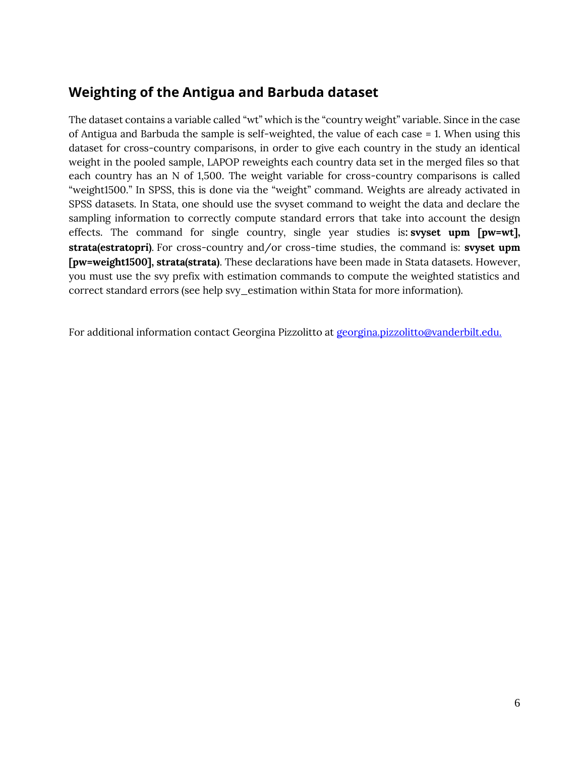## Weighting of the Antigua and Barbuda dataset

The dataset contains a variable called "wt" which is the "country weight" variable. Since in the case of Antigua and Barbuda the sample is self-weighted, the value of each case = 1. When using this dataset for cross-country comparisons, in order to give each country in the study an identical weight in the pooled sample, LAPOP reweights each country data set in the merged files so that each country has an N of 1,500. The weight variable for cross-country comparisons is called "weight1500." In SPSS, this is done via the "weight" command. Weights are already activated in SPSS datasets. In Stata, one should use the svyset command to weight the data and declare the sampling information to correctly compute standard errors that take into account the design effects. The command for single country, single year studies is: **svyset upm [pw=wt], strata(estratopri)**. For cross-country and/or cross-time studies, the command is: **svyset upm [pw=weight1500], strata(strata)**. These declarations have been made in Stata datasets. However, you must use the svy prefix with estimation commands to compute the weighted statistics and correct standard errors (see help svy_estimation within Stata for more information).

For additional information contact Georgina Pizzolitto at [georgina.pizzolitto@vanderbilt.edu.](mailto:georgina.pizzolitto@vanderbilt.edu)